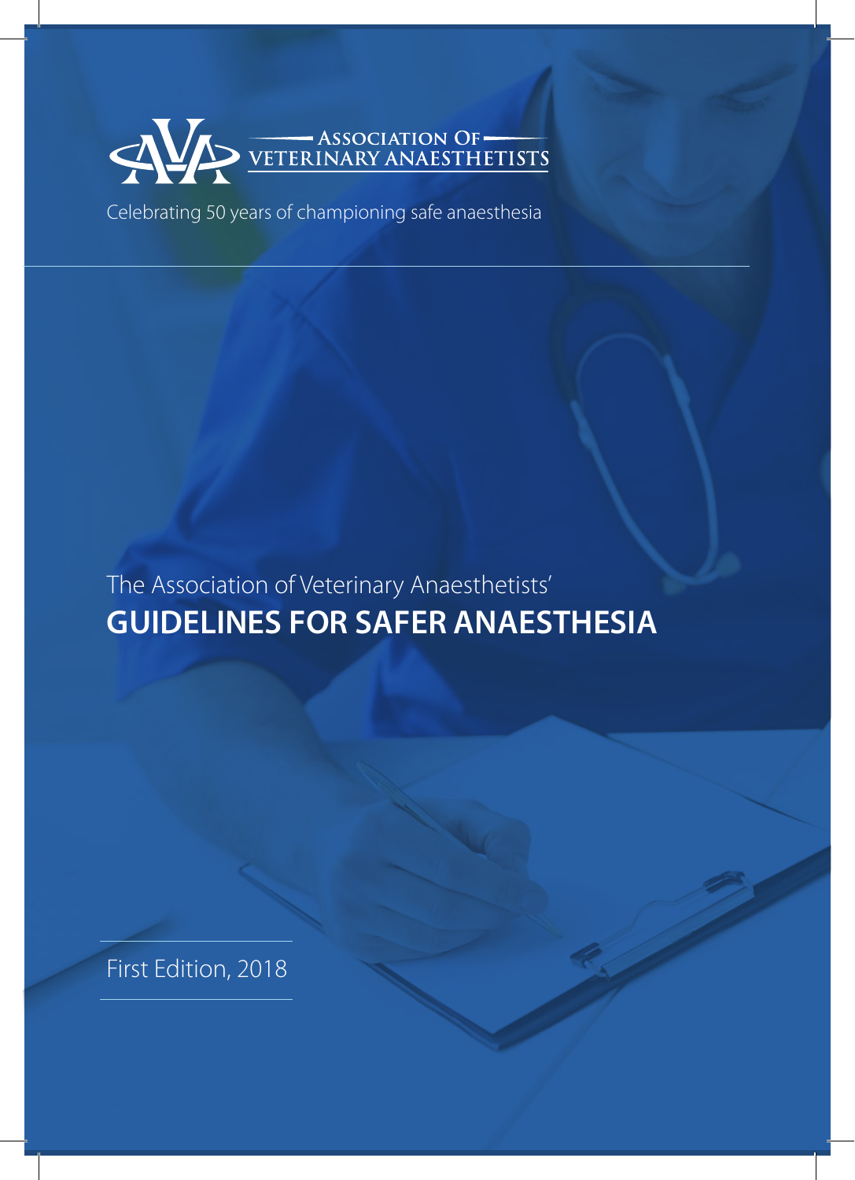ASSOCIATION OF VETERINARY ANAESTHETISTS

Celebrating 50 years of championing safe anaesthesia

The Association of Veterinary Anaesthetists'

# GUIDELINES FOR SAFER ANAESTHESIA

First Edition, 2018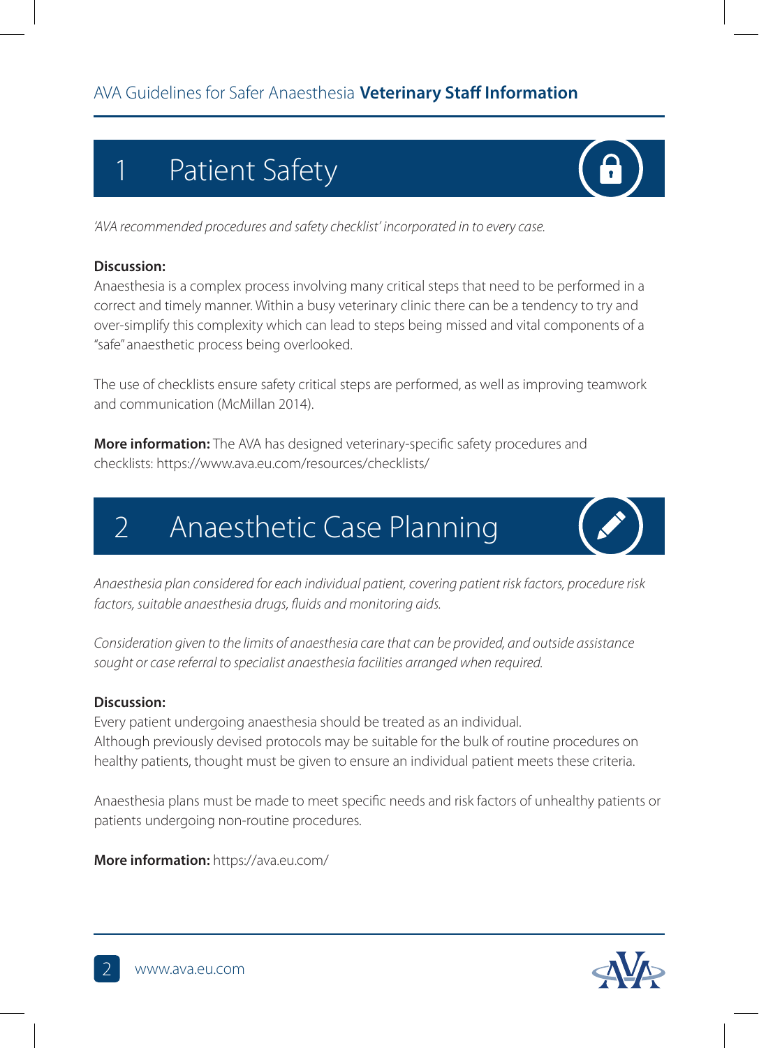## 1 Patient Safety

*'AVA recommended procedures and safety checklist' incorporated in to every case.*

**Discussion:**

Anaesthesia is a complex process involving many critical steps that need to be performed in a correct and timely manner. Within a busy veterinary clinic there can be a tendency to try and over-simplify this complexity which can lead to steps being missed and vital components of a "safe" anaesthetic process being overlooked.

The use of checklists ensure safety critical steps are performed, as well as improving teamwork and communication (McMillan 2014).

**More information:** The AVA has designed veterinary-specific safety procedures and checklists: https://www.ava.eu.com/resources/checklists/

## 2 Anaesthetic Case Planning

*Anaesthesia plan considered for each individual patient, covering patient risk factors, procedure risk factors, suitable anaesthesia drugs, fluids and monitoring aids.*

*Consideration given to the limits of anaesthesia care that can be provided, and outside assistance sought or case referral to specialist anaesthesia facilities arranged when required.*

**Discussion:**

Every patient undergoing anaesthesia should be treated as an individual.
Although previously devised protocols may be suitable for the bulk of routine procedures on healthy patients, thought must be given to ensure an individual patient meets these criteria.

Anaesthesia plans must be made to meet specific needs and risk factors of unhealthy patients or patients undergoing non-routine procedures.

**More information:** https://ava.eu.com/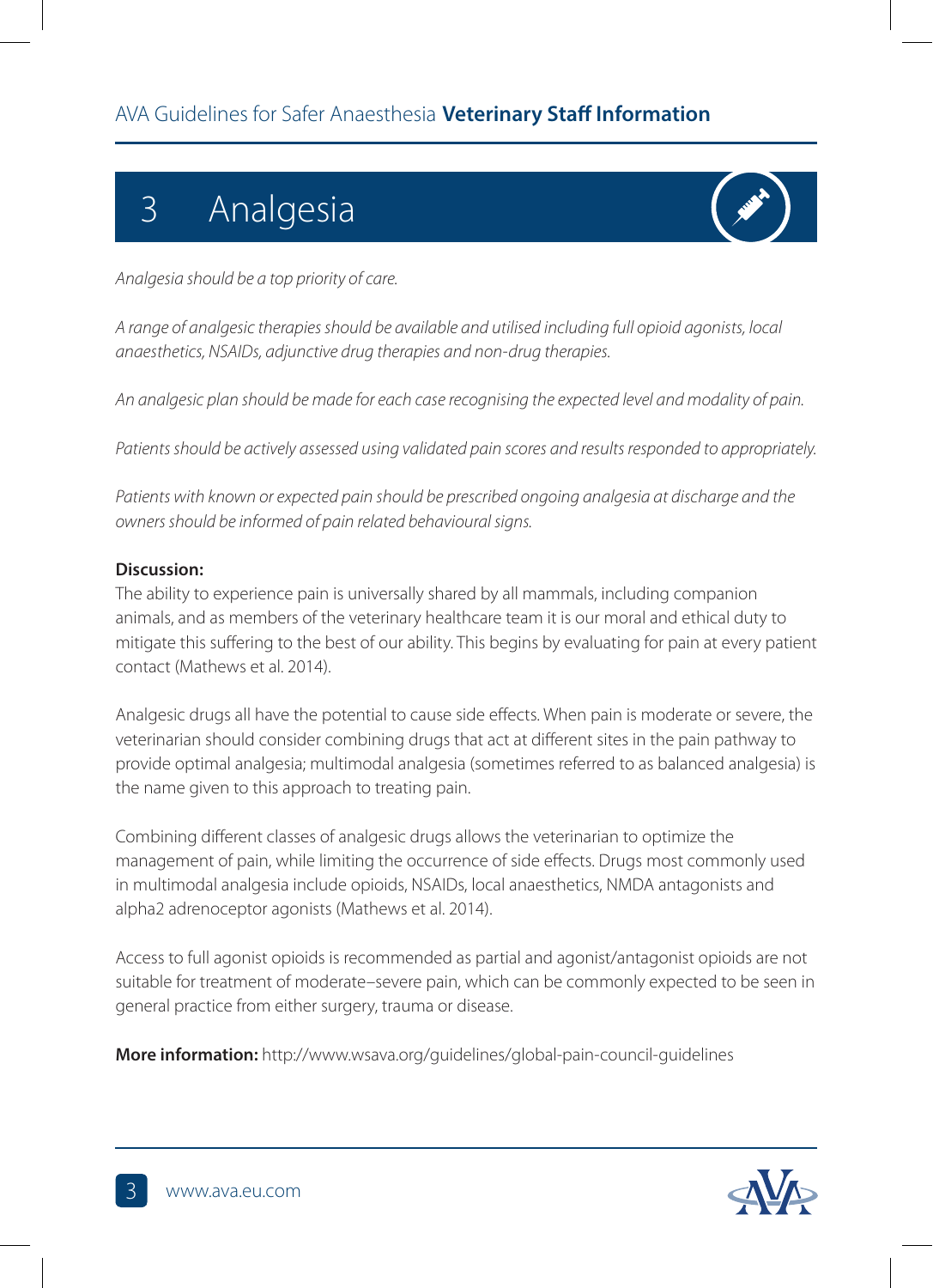# 3 Analgesia

*Analgesia should be a top priority of care.*

*A range of analgesic therapies should be available and utilised including full opioid agonists, local anaesthetics, NSAIDs, adjunctive drug therapies and non-drug therapies.*

*An analgesic plan should be made for each case recognising the expected level and modality of pain.*

*Patients should be actively assessed using validated pain scores and results responded to appropriately.*

*Patients with known or expected pain should be prescribed ongoing analgesia at discharge and the owners should be informed of pain related behavioural signs.*

**Discussion:**

The ability to experience pain is universally shared by all mammals, including companion animals, and as members of the veterinary healthcare team it is our moral and ethical duty to mitigate this suffering to the best of our ability. This begins by evaluating for pain at every patient contact (Mathews et al. 2014).

Analgesic drugs all have the potential to cause side effects. When pain is moderate or severe, the veterinarian should consider combining drugs that act at different sites in the pain pathway to provide optimal analgesia; multimodal analgesia (sometimes referred to as balanced analgesia) is the name given to this approach to treating pain.

Combining different classes of analgesic drugs allows the veterinarian to optimize the management of pain, while limiting the occurrence of side effects. Drugs most commonly used in multimodal analgesia include opioids, NSAIDs, local anaesthetics, NMDA antagonists and alpha2 adrenoceptor agonists (Mathews et al. 2014).

Access to full agonist opioids is recommended as partial and agonist/antagonist opioids are not suitable for treatment of moderate–severe pain, which can be commonly expected to be seen in general practice from either surgery, trauma or disease.

**More information:** http://www.wsava.org/guidelines/global-pain-council-guidelines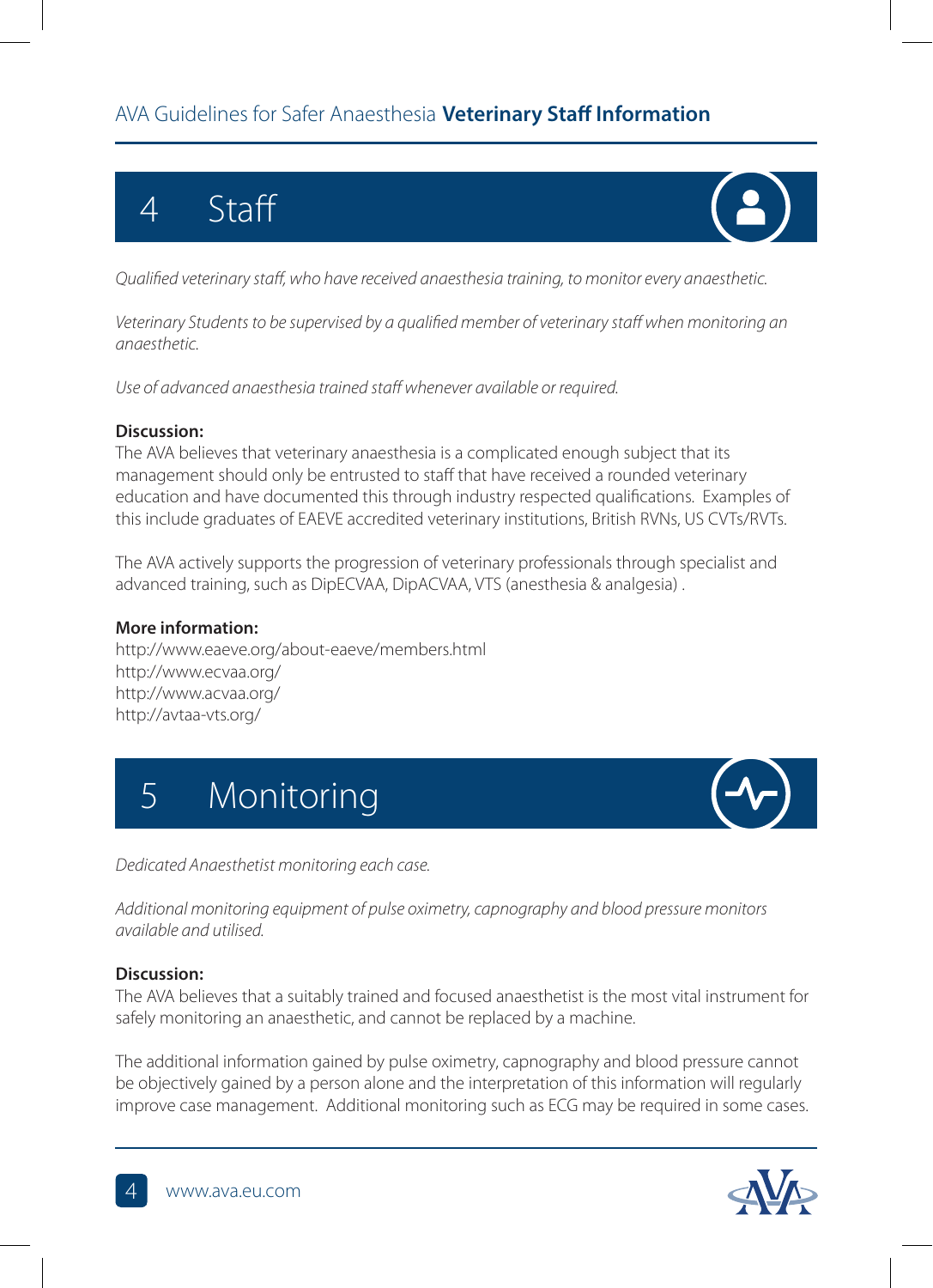## 4 Staff

*Qualified veterinary staff, who have received anaesthesia training, to monitor every anaesthetic.*

*Veterinary Students to be supervised by a qualified member of veterinary staff when monitoring an anaesthetic.*

*Use of advanced anaesthesia trained staff whenever available or required.*

**Discussion:**
The AVA believes that veterinary anaesthesia is a complicated enough subject that its management should only be entrusted to staff that have received a rounded veterinary education and have documented this through industry respected qualifications. Examples of this include graduates of EAEVE accredited veterinary institutions, British RVNs, US CVTs/RVTs.

The AVA actively supports the progression of veterinary professionals through specialist and advanced training, such as DipECVAA, DipACVAA, VTS (anesthesia & analgesia) .

**More information:**
http://www.eaeve.org/about-eaeve/members.html
http://www.ecvaa.org/
http://www.acvaa.org/
http://avtaa-vts.org/

## 5 Monitoring

*Dedicated Anaesthetist monitoring each case.*

*Additional monitoring equipment of pulse oximetry, capnography and blood pressure monitors available and utilised.*

**Discussion:**
The AVA believes that a suitably trained and focused anaesthetist is the most vital instrument for safely monitoring an anaesthetic, and cannot be replaced by a machine.

The additional information gained by pulse oximetry, capnography and blood pressure cannot be objectively gained by a person alone and the interpretation of this information will regularly improve case management. Additional monitoring such as ECG may be required in some cases.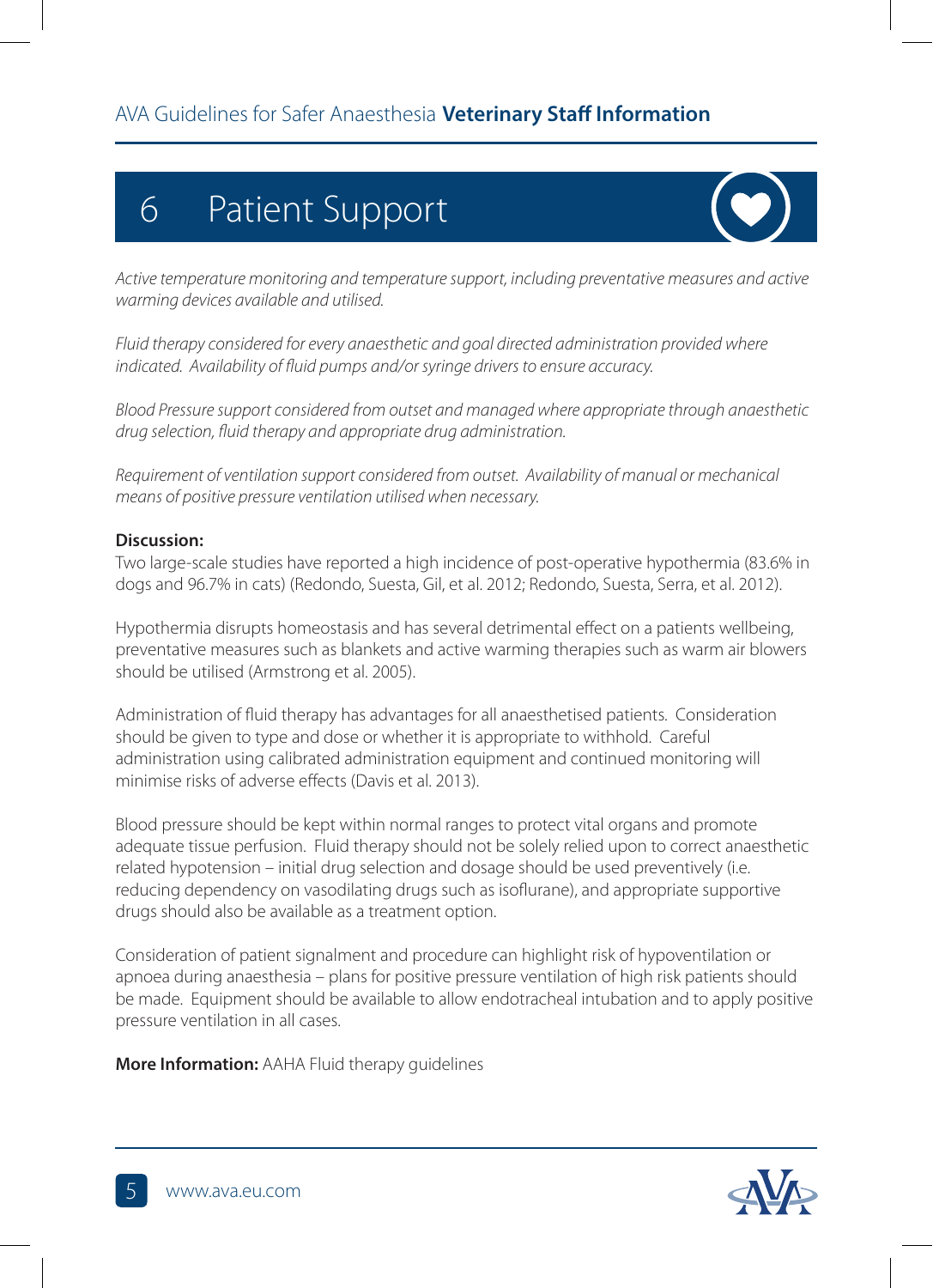# 6 Patient Support

*Active temperature monitoring and temperature support, including preventative measures and active warming devices available and utilised.*

*Fluid therapy considered for every anaesthetic and goal directed administration provided where indicated. Availability of fluid pumps and/or syringe drivers to ensure accuracy.*

*Blood Pressure support considered from outset and managed where appropriate through anaesthetic drug selection, fluid therapy and appropriate drug administration.*

*Requirement of ventilation support considered from outset. Availability of manual or mechanical means of positive pressure ventilation utilised when necessary.*

**Discussion:**

Two large-scale studies have reported a high incidence of post-operative hypothermia (83.6% in dogs and 96.7% in cats) (Redondo, Suesta, Gil, et al. 2012; Redondo, Suesta, Serra, et al. 2012).

Hypothermia disrupts homeostasis and has several detrimental effect on a patients wellbeing, preventative measures such as blankets and active warming therapies such as warm air blowers should be utilised (Armstrong et al. 2005).

Administration of fluid therapy has advantages for all anaesthetised patients. Consideration should be given to type and dose or whether it is appropriate to withhold. Careful administration using calibrated administration equipment and continued monitoring will minimise risks of adverse effects (Davis et al. 2013).

Blood pressure should be kept within normal ranges to protect vital organs and promote adequate tissue perfusion. Fluid therapy should not be solely relied upon to correct anaesthetic related hypotension – initial drug selection and dosage should be used preventively (i.e. reducing dependency on vasodilating drugs such as isoflurane), and appropriate supportive drugs should also be available as a treatment option.

Consideration of patient signalment and procedure can highlight risk of hypoventilation or apnoea during anaesthesia – plans for positive pressure ventilation of high risk patients should be made. Equipment should be available to allow endotracheal intubation and to apply positive pressure ventilation in all cases.

**More Information:** AAHA Fluid therapy guidelines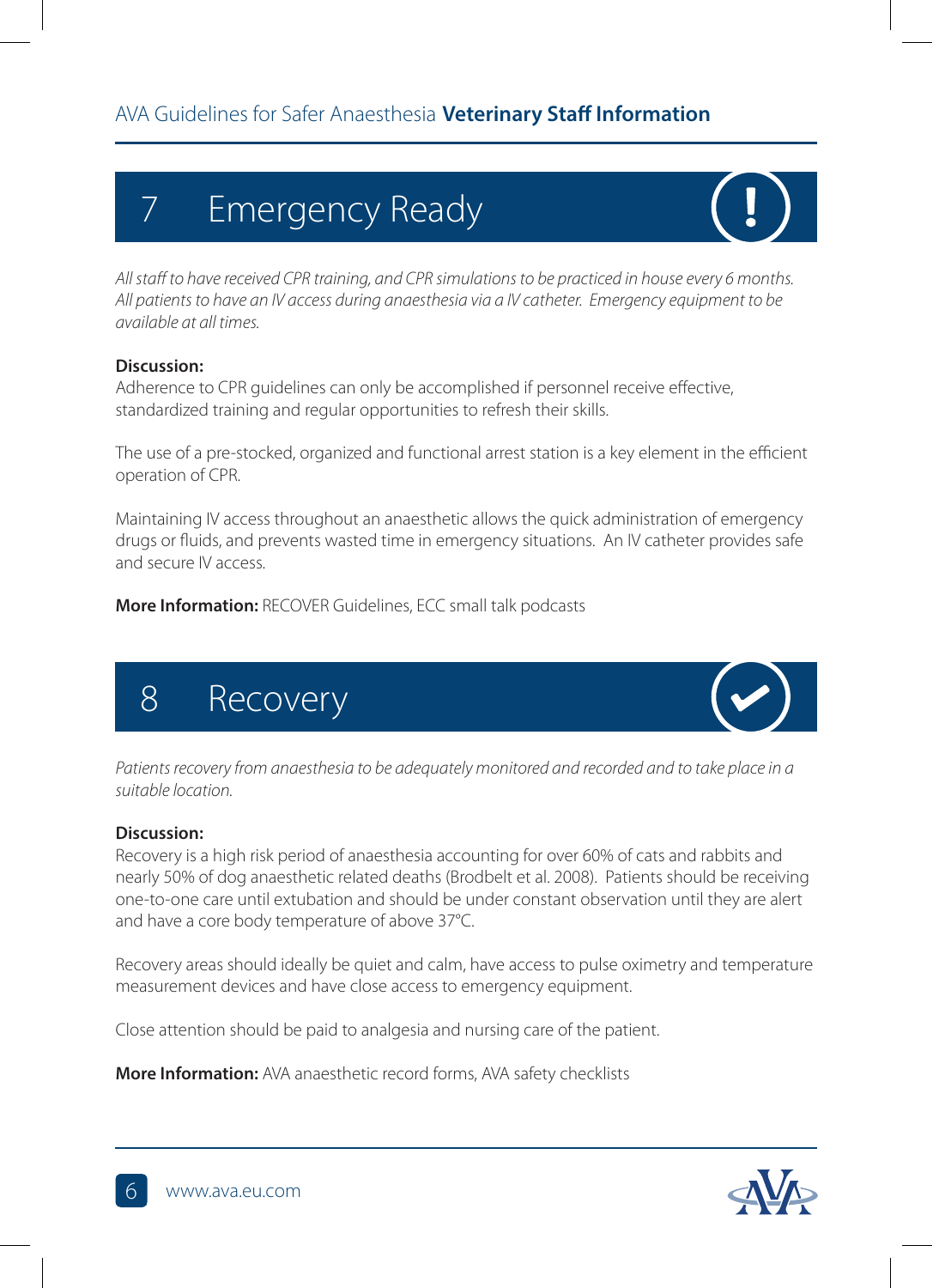## 7 Emergency Ready

*All staff to have received CPR training, and CPR simulations to be practiced in house every 6 months. All patients to have an IV access during anaesthesia via a IV catheter. Emergency equipment to be available at all times.*

**Discussion:**
Adherence to CPR guidelines can only be accomplished if personnel receive effective, standardized training and regular opportunities to refresh their skills.

The use of a pre-stocked, organized and functional arrest station is a key element in the efficient operation of CPR.

Maintaining IV access throughout an anaesthetic allows the quick administration of emergency drugs or fluids, and prevents wasted time in emergency situations. An IV catheter provides safe and secure IV access.

**More Information:** RECOVER Guidelines, ECC small talk podcasts

## 8 Recovery

*Patients recovery from anaesthesia to be adequately monitored and recorded and to take place in a suitable location.*

**Discussion:**
Recovery is a high risk period of anaesthesia accounting for over 60% of cats and rabbits and nearly 50% of dog anaesthetic related deaths (Brodbelt et al. 2008). Patients should be receiving one-to-one care until extubation and should be under constant observation until they are alert and have a core body temperature of above 37°C.

Recovery areas should ideally be quiet and calm, have access to pulse oximetry and temperature measurement devices and have close access to emergency equipment.

Close attention should be paid to analgesia and nursing care of the patient.

**More Information:** AVA anaesthetic record forms, AVA safety checklists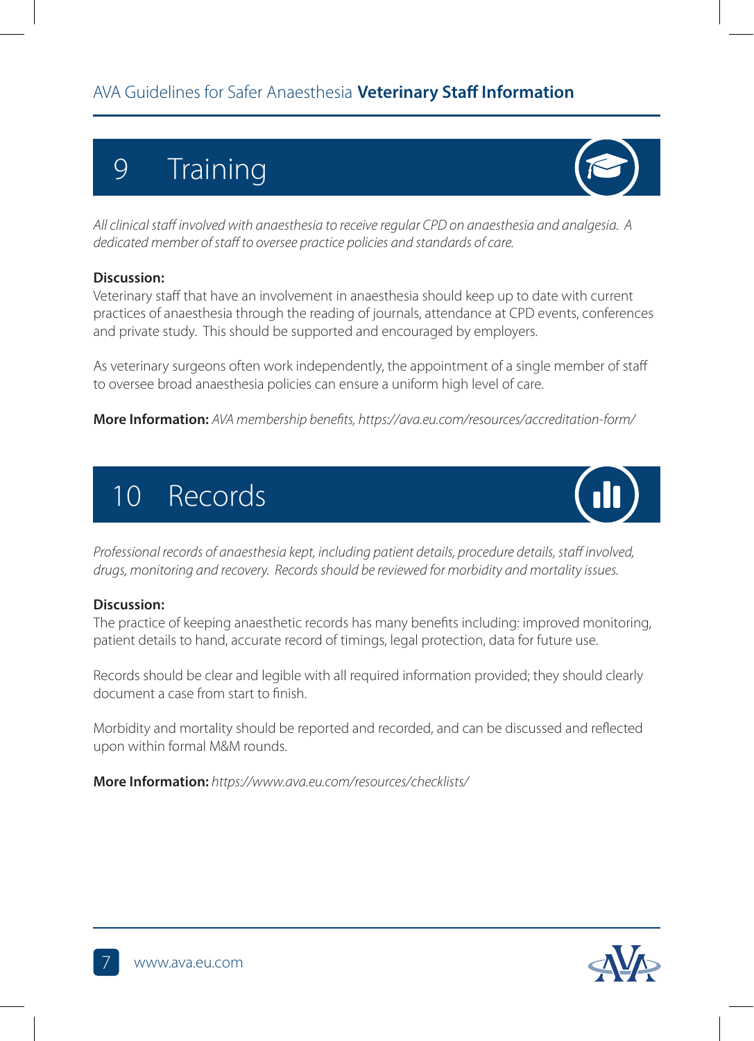## 9 Training

*All clinical staff involved with anaesthesia to receive regular CPD on anaesthesia and analgesia. A dedicated member of staff to oversee practice policies and standards of care.*

**Discussion:**
Veterinary staff that have an involvement in anaesthesia should keep up to date with current practices of anaesthesia through the reading of journals, attendance at CPD events, conferences and private study. This should be supported and encouraged by employers.

As veterinary surgeons often work independently, the appointment of a single member of staff to oversee broad anaesthesia policies can ensure a uniform high level of care.

**More Information:** *AVA membership benefits, https://ava.eu.com/resources/accreditation-form/*

## 10 Records

*Professional records of anaesthesia kept, including patient details, procedure details, staff involved, drugs, monitoring and recovery. Records should be reviewed for morbidity and mortality issues.*

**Discussion:**
The practice of keeping anaesthetic records has many benefits including: improved monitoring, patient details to hand, accurate record of timings, legal protection, data for future use.

Records should be clear and legible with all required information provided; they should clearly document a case from start to finish.

Morbidity and mortality should be reported and recorded, and can be discussed and reflected upon within formal M&M rounds.

**More Information:** *https://www.ava.eu.com/resources/checklists/*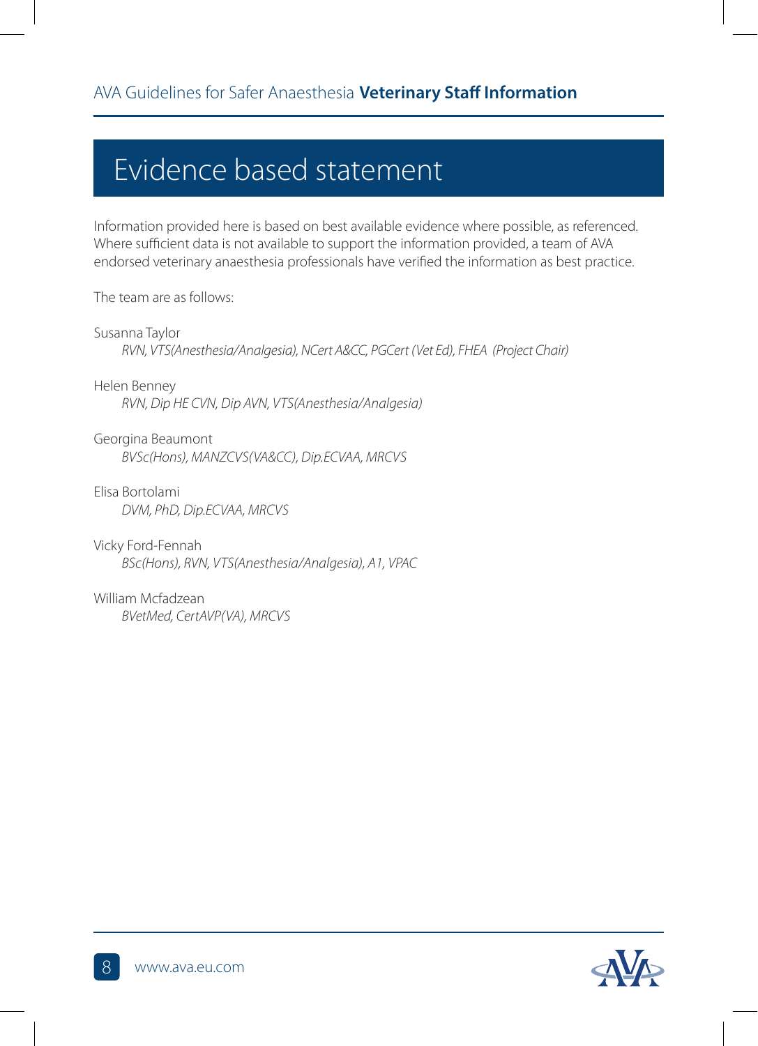# Evidence based statement

Information provided here is based on best available evidence where possible, as referenced. Where sufficient data is not available to support the information provided, a team of AVA endorsed veterinary anaesthesia professionals have verified the information as best practice.

The team are as follows:

Susanna Taylor
*RVN, VTS(Anesthesia/Analgesia), NCert A&CC, PGCert (Vet Ed), FHEA (Project Chair)*

Helen Benney
*RVN, Dip HE CVN, Dip AVN, VTS(Anesthesia/Analgesia)*

Georgina Beaumont
*BVSc(Hons), MANZCVS(VA&CC), Dip.ECVAA, MRCVS*

Elisa Bortolami
*DVM, PhD, Dip.ECVAA, MRCVS*

Vicky Ford-Fennah
*BSc(Hons), RVN, VTS(Anesthesia/Analgesia), A1, VPAC*

William Mcfadzean
*BVetMed, CertAVP(VA), MRCVS*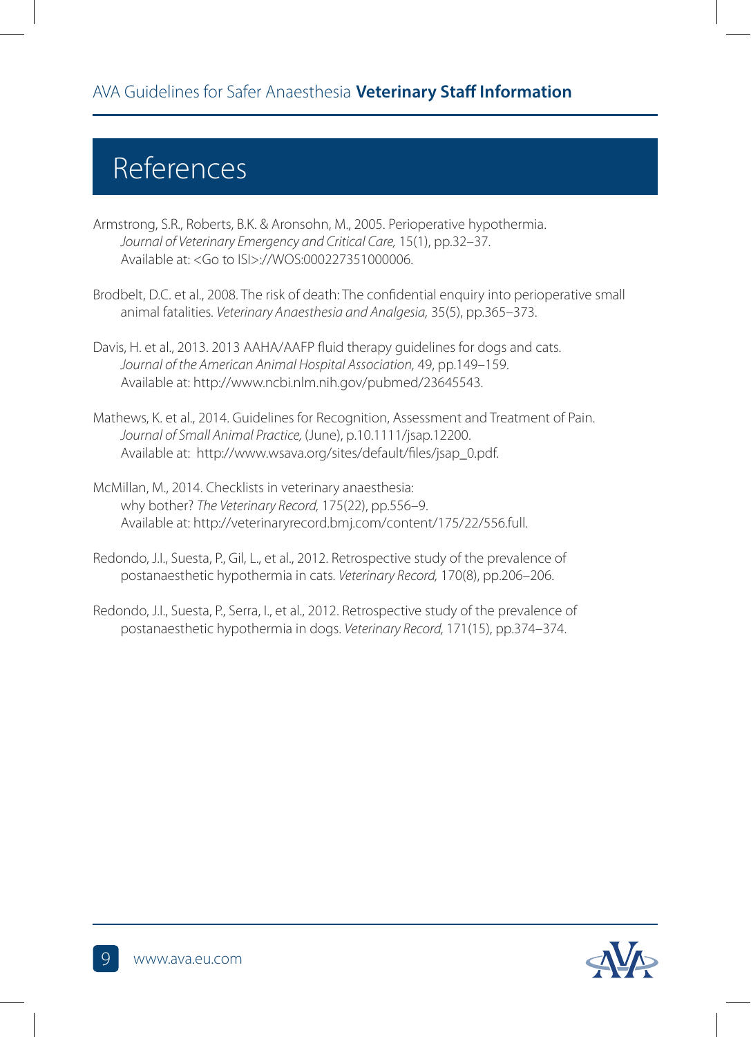# References

Armstrong, S.R., Roberts, B.K. & Aronsohn, M., 2005. Perioperative hypothermia. *Journal of Veterinary Emergency and Critical Care,* 15(1), pp.32–37. Available at: <Go to ISI>://WOS:000227351000006.

Brodbelt, D.C. et al., 2008. The risk of death: The confidential enquiry into perioperative small animal fatalities. *Veterinary Anaesthesia and Analgesia,* 35(5), pp.365–373.

Davis, H. et al., 2013. 2013 AAHA/AAFP fluid therapy guidelines for dogs and cats. *Journal of the American Animal Hospital Association,* 49, pp.149–159. Available at: http://www.ncbi.nlm.nih.gov/pubmed/23645543.

Mathews, K. et al., 2014. Guidelines for Recognition, Assessment and Treatment of Pain. *Journal of Small Animal Practice,* (June), p.10.1111/jsap.12200. Available at: http://www.wsava.org/sites/default/files/jsap_0.pdf.

McMillan, M., 2014. Checklists in veterinary anaesthesia: why bother? *The Veterinary Record,* 175(22), pp.556–9. Available at: http://veterinaryrecord.bmj.com/content/175/22/556.full.

Redondo, J.I., Suesta, P., Gil, L., et al., 2012. Retrospective study of the prevalence of postanaesthetic hypothermia in cats. *Veterinary Record,* 170(8), pp.206–206.

Redondo, J.I., Suesta, P., Serra, I., et al., 2012. Retrospective study of the prevalence of postanaesthetic hypothermia in dogs. *Veterinary Record,* 171(15), pp.374–374.